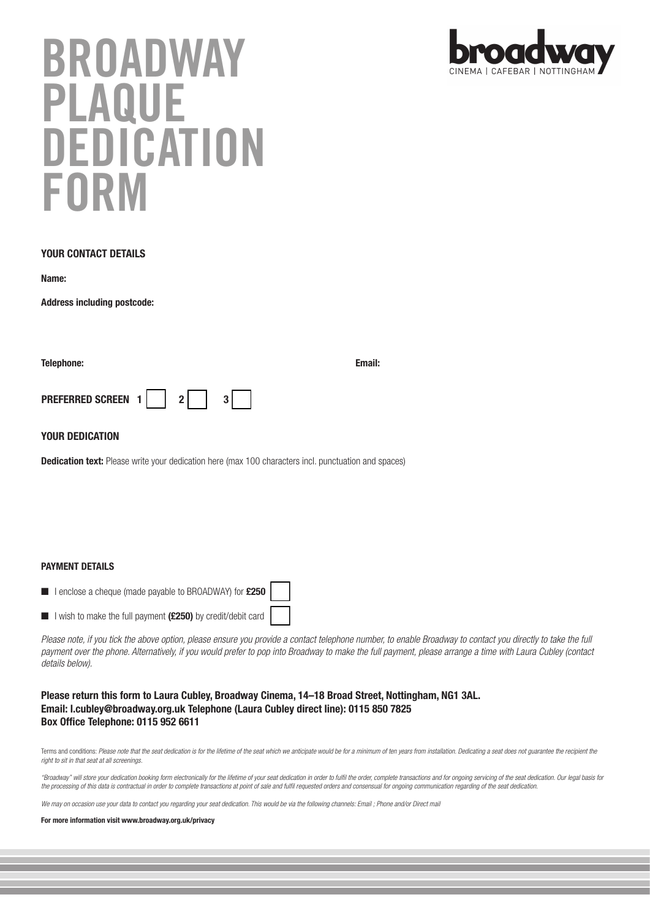# BROADWAY PLAQUE DEDICATION FORM

broadway
CINEMA | CAFEBAR | NOTTINGHAM

## YOUR CONTACT DETAILS

**Name:**

**Address including postcode:**

**Telephone:** **Email:**

**PREFERRED SCREEN 1** ☐ **2** ☐ **3** ☐

## YOUR DEDICATION

**Dedication text:** Please write your dedication here (max 100 characters incl. punctuation and spaces)

## PAYMENT DETAILS

- I enclose a cheque (made payable to BROADWAY) for **£250** ☐
- I wish to make the full payment **(£250)** by credit/debit card ☐

*Please note, if you tick the above option, please ensure you provide a contact telephone number, to enable Broadway to contact you directly to take the full payment over the phone. Alternatively, if you would prefer to pop into Broadway to make the full payment, please arrange a time with Laura Cubley (contact details below).*

**Please return this form to Laura Cubley, Broadway Cinema, 14–18 Broad Street, Nottingham, NG1 3AL.**
**Email: l.cubley@broadway.org.uk Telephone (Laura Cubley direct line): 0115 850 7825**
**Box Office Telephone: 0115 952 6611**

Terms and conditions: *Please note that the seat dedication is for the lifetime of the seat which we anticipate would be for a minimum of ten years from installation. Dedicating a seat does not guarantee the recipient the right to sit in that seat at all screenings.*

*"Broadway" will store your dedication booking form electronically for the lifetime of your seat dedication in order to fulfil the order, complete transactions and for ongoing servicing of the seat dedication. Our legal basis for the processing of this data is contractual in order to complete transactions at point of sale and fulfil requested orders and consensual for ongoing communication regarding of the seat dedication.*

*We may on occasion use your data to contact you regarding your seat dedication. This would be via the following channels: Email ; Phone and/or Direct mail*

**For more information visit www.broadway.org.uk/privacy**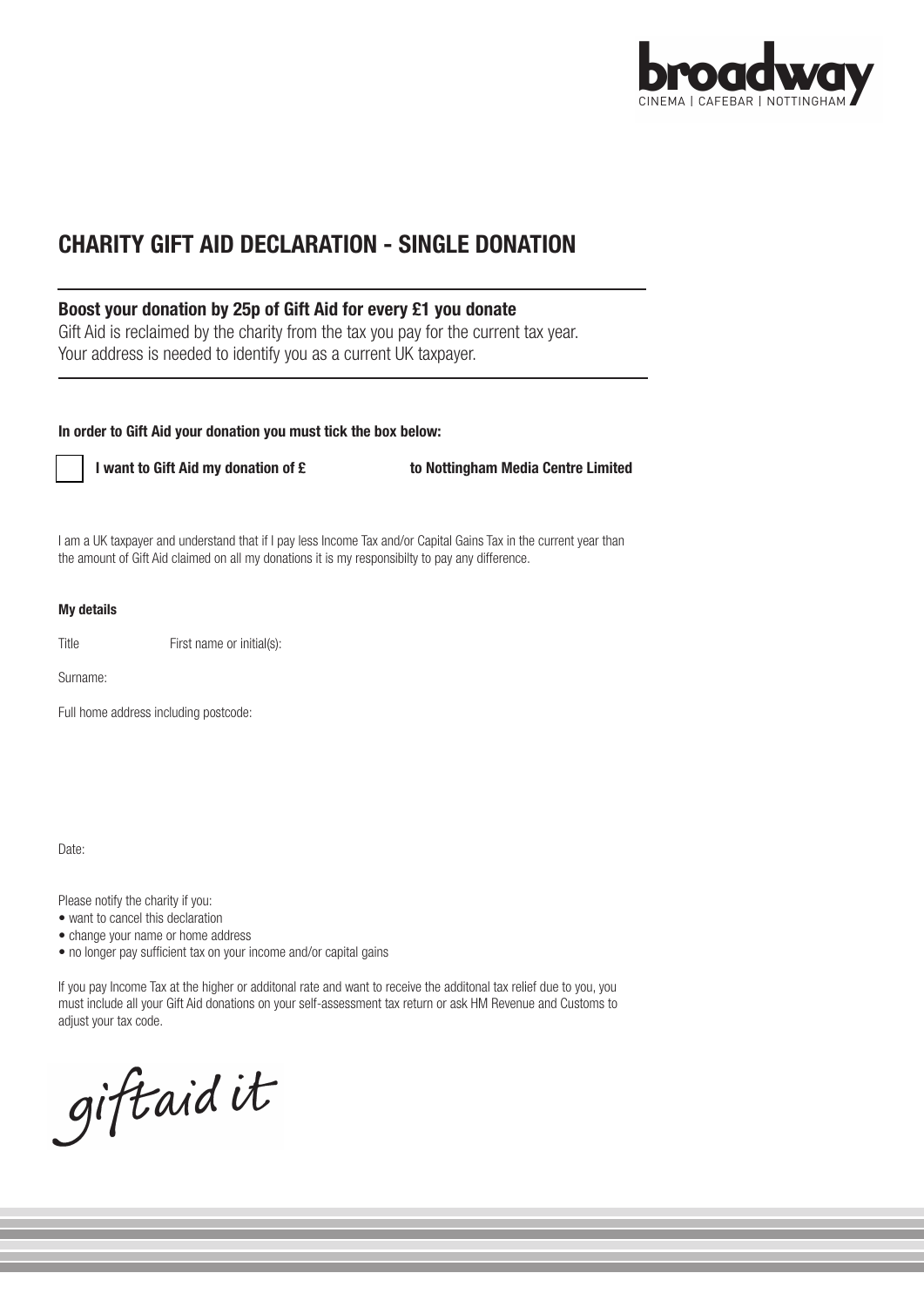broadway
CINEMA | CAFEBAR | NOTTINGHAM

# CHARITY GIFT AID DECLARATION - SINGLE DONATION

**Boost your donation by 25p of Gift Aid for every £1 you donate**

Gift Aid is reclaimed by the charity from the tax you pay for the current tax year. Your address is needed to identify you as a current UK taxpayer.

**In order to Gift Aid your donation you must tick the box below:**

☐ **I want to Gift Aid my donation of £** **to Nottingham Media Centre Limited**

I am a UK taxpayer and understand that if I pay less Income Tax and/or Capital Gains Tax in the current year than the amount of Gift Aid claimed on all my donations it is my responsibilty to pay any difference.

**My details**

Title First name or initial(s):

Surname:

Full home address including postcode:

Date:

Please notify the charity if you:

- want to cancel this declaration
- change your name or home address
- no longer pay sufficient tax on your income and/or capital gains

If you pay Income Tax at the higher or additonal rate and want to receive the additonal tax relief due to you, you must include all your Gift Aid donations on your self-assessment tax return or ask HM Revenue and Customs to adjust your tax code.

giftaid it